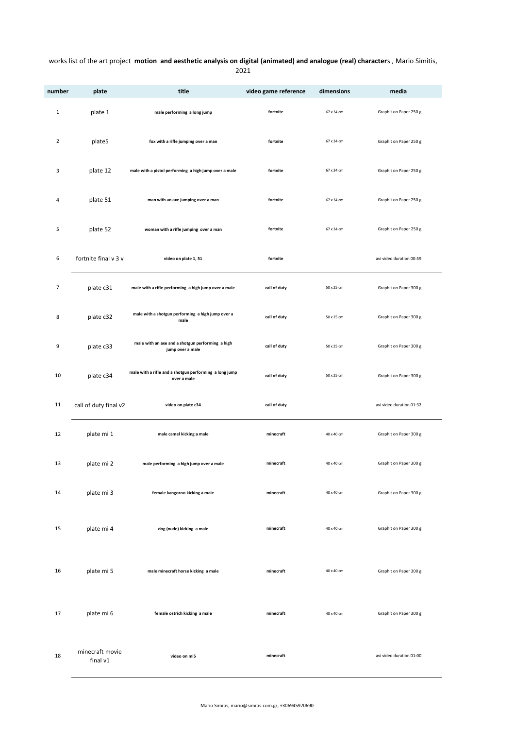works list of the art project **motion and aesthetic analysis on digital (animated) and analogue (real) character**s , Mario Simitis, 2021

| number | plate | title | video game reference | dimensions | media |
|---|---|---|---|---|---|
| 1 | plate 1 | **male performing a long jump** | **fortnite** | 67 x 34 cm | Graphit on Paper 250 g |
| 2 | plate5 | **fox with a rifle jumping over a man** | **fortnite** | 67 x 34 cm | Graphit on Paper 250 g |
| 3 | plate 12 | **male with a pistol performing a high jump over a male** | **fortnite** | 67 x 34 cm | Graphit on Paper 250 g |
| 4 | plate 51 | **man with an axe jumping over a man** | **fortnite** | 67 x 34 cm | Graphit on Paper 250 g |
| 5 | plate 52 | **woman with a rifle jumping over a man** | **fortnite** | 67 x 34 cm | Graphit on Paper 250 g |
| 6 | fortnite final v 3 v | **video on plate 1, 51** | **fortnite** | | avi video duration 00:59 |
| 7 | plate c31 | **male with a rifle performing a high jump over a male** | **call of duty** | 50 x 25 cm | Graphit on Paper 300 g |
| 8 | plate c32 | **male with a shotgun performing a high jump over a male** | **call of duty** | 50 x 25 cm | Graphit on Paper 300 g |
| 9 | plate c33 | **male with an axe and a shotgun performing a high jump over a male** | **call of duty** | 50 x 25 cm | Graphit on Paper 300 g |
| 10 | plate c34 | **male with a rifle and a shotgun performing a long jump over a male** | **call of duty** | 50 x 25 cm | Graphit on Paper 300 g |
| 11 | call of duty final v2 | **video on plate c34** | **call of duty** | | avi video duration 01:32 |
| 12 | plate mi 1 | **male camel kicking a male** | **minecraft** | 40 x 40 cm | Graphit on Paper 300 g |
| 13 | plate mi 2 | **male performing a high jump over a male** | **minecraft** | 40 x 40 cm | Graphit on Paper 300 g |
| 14 | plate mi 3 | **female kangoroo kicking a male** | **minecraft** | 40 x 40 cm | Graphit on Paper 300 g |
| 15 | plate mi 4 | **dog (nude) kicking a male** | **minecraft** | 40 x 40 cm | Graphit on Paper 300 g |
| 16 | plate mi 5 | **male minecraft horse kicking a male** | **minecraft** | 40 x 40 cm | Graphit on Paper 300 g |
| 17 | plate mi 6 | **female ostrich kicking a male** | **minecraft** | 40 x 40 cm | Graphit on Paper 300 g |
| 18 | minecraft movie final v1 | **video on mi5** | **minecraft** | | avi video duration 01:00 |

Mario Simitis, mario@simitis.com.gr, +306945970690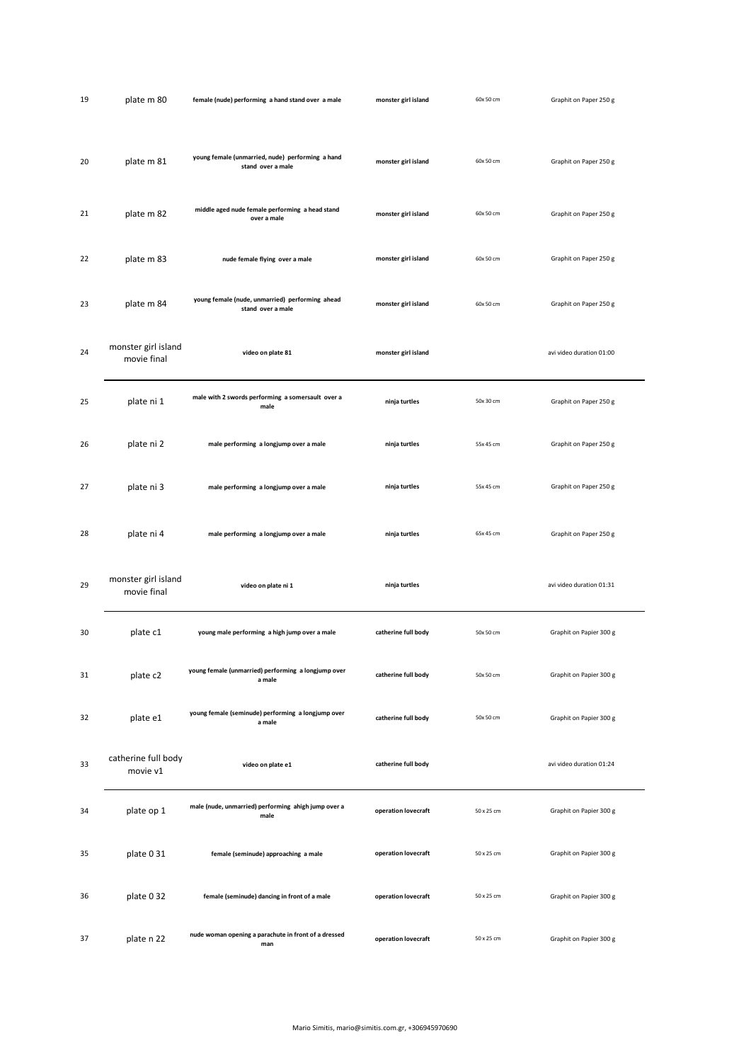| 19 | plate m 80 | female (nude) performing a hand stand over a male | monster girl island | 60x 50 cm | Graphit on Paper 250 g |
|---|---|---|---|---|---|
| 20 | plate m 81 | young female (unmarried, nude) performing a hand stand over a male | monster girl island | 60x 50 cm | Graphit on Paper 250 g |
| 21 | plate m 82 | middle aged nude female performing a head stand over a male | monster girl island | 60x 50 cm | Graphit on Paper 250 g |
| 22 | plate m 83 | nude female flying over a male | monster girl island | 60x 50 cm | Graphit on Paper 250 g |
| 23 | plate m 84 | young female (nude, unmarried) performing ahead stand over a male | monster girl island | 60x 50 cm | Graphit on Paper 250 g |
| 24 | monster girl island movie final | video on plate 81 | monster girl island | | avi video duration 01:00 |
| 25 | plate ni 1 | male with 2 swords performing a somersault over a male | ninja turtles | 50x 30 cm | Graphit on Paper 250 g |
| 26 | plate ni 2 | male performing a longjump over a male | ninja turtles | 55x 45 cm | Graphit on Paper 250 g |
| 27 | plate ni 3 | male performing a longjump over a male | ninja turtles | 55x 45 cm | Graphit on Paper 250 g |
| 28 | plate ni 4 | male performing a longjump over a male | ninja turtles | 65x 45 cm | Graphit on Paper 250 g |
| 29 | monster girl island movie final | video on plate ni 1 | ninja turtles | | avi video duration 01:31 |
| 30 | plate c1 | young male performing a high jump over a male | catherine full body | 50x 50 cm | Graphit on Papier 300 g |
| 31 | plate c2 | young female (unmarried) performing a longjump over a male | catherine full body | 50x 50 cm | Graphit on Papier 300 g |
| 32 | plate e1 | young female (seminude) performing a longjump over a male | catherine full body | 50x 50 cm | Graphit on Papier 300 g |
| 33 | catherine full body movie v1 | video on plate e1 | catherine full body | | avi video duration 01:24 |
| 34 | plate op 1 | male (nude, unmarried) performing ahigh jump over a male | operation lovecraft | 50 x 25 cm | Graphit on Papier 300 g |
| 35 | plate 0 31 | female (seminude) approaching a male | operation lovecraft | 50 x 25 cm | Graphit on Papier 300 g |
| 36 | plate 0 32 | female (seminude) dancing in front of a male | operation lovecraft | 50 x 25 cm | Graphit on Papier 300 g |
| 37 | plate n 22 | nude woman opening a parachute in front of a dressed man | operation lovecraft | 50 x 25 cm | Graphit on Papier 300 g |

Mario Simitis, mario@simitis.com.gr, +306945970690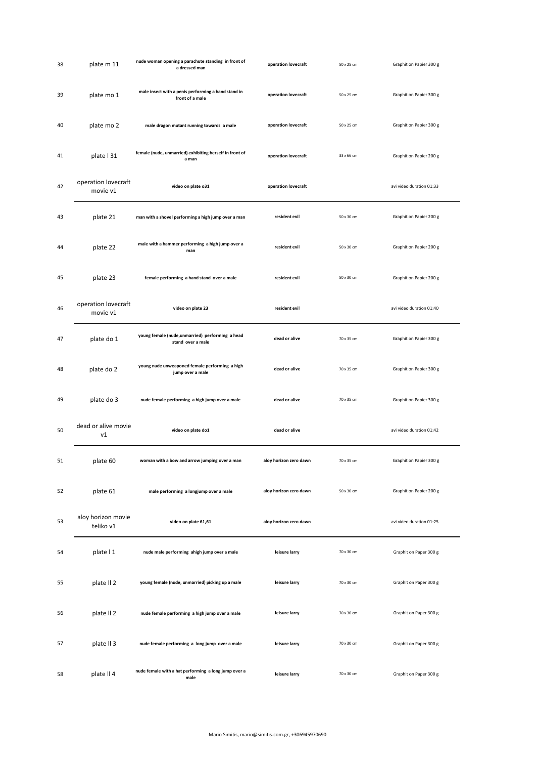| | | | | | |
|---|---|---|---|---|---|
| 38 | plate m 11 | **nude woman opening a parachute standing in front of a dressed man** | **operation lovecraft** | 50 x 25 cm | Graphit on Papier 300 g |
| 39 | plate mo 1 | **male insect with a penis performing a hand stand in front of a male** | **operation lovecraft** | 50 x 25 cm | Graphit on Papier 300 g |
| 40 | plate mo 2 | **male dragon mutant running towards a male** | **operation lovecraft** | 50 x 25 cm | Graphit on Papier 300 g |
| 41 | plate l 31 | **female (nude, unmarried) exhibiting herself in front of a man** | **operation lovecraft** | 33 x 66 cm | Graphit on Papier 200 g |
| 42 | operation lovecraft movie v1 | **video on plate o31** | **operation lovecraft** | | avi video duration 01:33 |
| 43 | plate 21 | **man with a shovel performing a high jump over a man** | **resident evil** | 50 x 30 cm | Graphit on Papier 200 g |
| 44 | plate 22 | **male with a hammer performing a high jump over a man** | **resident evil** | 50 x 30 cm | Graphit on Papier 200 g |
| 45 | plate 23 | **female performing a hand stand over a male** | **resident evil** | 50 x 30 cm | Graphit on Papier 200 g |
| 46 | operation lovecraft movie v1 | **video on plate 23** | **resident evil** | | avi video duration 01:40 |
| 47 | plate do 1 | **young female (nude,unmarried) performing a head stand over a male** | **dead or alive** | 70 x 35 cm | Graphit on Papier 300 g |
| 48 | plate do 2 | **young nude unweaponed female performing a high jump over a male** | **dead or alive** | 70 x 35 cm | Graphit on Papier 300 g |
| 49 | plate do 3 | **nude female performing a high jump over a male** | **dead or alive** | 70 x 35 cm | Graphit on Papier 300 g |
| 50 | dead or alive movie v1 | **video on plate do1** | **dead or alive** | | avi video duration 01:42 |
| 51 | plate 60 | **woman with a bow and arrow jumping over a man** | **aloy horizon zero dawn** | 70 x 35 cm | Graphit on Papier 300 g |
| 52 | plate 61 | **male performing a longjump over a male** | **aloy horizon zero dawn** | 50 x 30 cm | Graphit on Papier 200 g |
| 53 | aloy horizon movie teliko v1 | **video on plate 61,61** | **aloy horizon zero dawn** | | avi video duration 01:25 |
| 54 | plate l 1 | **nude male performing ahigh jump over a male** | **leisure larry** | 70 x 30 cm | Graphit on Paper 300 g |
| 55 | plate ll 2 | **young female (nude, unmarried) picking up a male** | **leisure larry** | 70 x 30 cm | Graphit on Paper 300 g |
| 56 | plate ll 2 | **nude female performing a high jump over a male** | **leisure larry** | 70 x 30 cm | Graphit on Paper 300 g |
| 57 | plate ll 3 | **nude female performing a long jump over a male** | **leisure larry** | 70 x 30 cm | Graphit on Paper 300 g |
| 58 | plate ll 4 | **nude female with a hat performing a long jump over a male** | **leisure larry** | 70 x 30 cm | Graphit on Paper 300 g |

Mario Simitis, mario@simitis.com.gr, +306945970690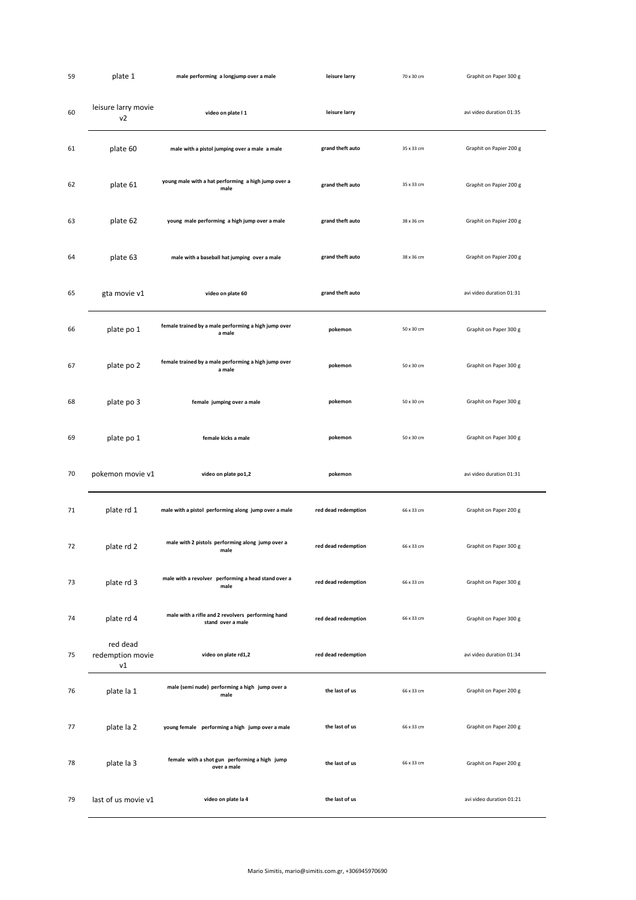| | | | | | |
|---|---|---|---|---|---|
| 59 | plate 1 | **male performing a longjump over a male** | **leisure larry** | 70 x 30 cm | Graphit on Paper 300 g |
| 60 | leisure larry movie v2 | **video on plate l 1** | **leisure larry** | | avi video duration 01:35 |
| 61 | plate 60 | **male with a pistol jumping over a male a male** | **grand theft auto** | 35 x 33 cm | Graphit on Papier 200 g |
| 62 | plate 61 | **young male with a hat performing a high jump over a male** | **grand theft auto** | 35 x 33 cm | Graphit on Papier 200 g |
| 63 | plate 62 | **young male performing a high jump over a male** | **grand theft auto** | 38 x 36 cm | Graphit on Papier 200 g |
| 64 | plate 63 | **male with a baseball hat jumping over a male** | **grand theft auto** | 38 x 36 cm | Graphit on Papier 200 g |
| 65 | gta movie v1 | **video on plate 60** | **grand theft auto** | | avi video duration 01:31 |
| 66 | plate po 1 | **female trained by a male performing a high jump over a male** | **pokemon** | 50 x 30 cm | Graphit on Paper 300 g |
| 67 | plate po 2 | **female trained by a male performing a high jump over a male** | **pokemon** | 50 x 30 cm | Graphit on Paper 300 g |
| 68 | plate po 3 | **female jumping over a male** | **pokemon** | 50 x 30 cm | Graphit on Paper 300 g |
| 69 | plate po 1 | **female kicks a male** | **pokemon** | 50 x 30 cm | Graphit on Paper 300 g |
| 70 | pokemon movie v1 | **video on plate po1,2** | **pokemon** | | avi video duration 01:31 |
| 71 | plate rd 1 | **male with a pistol performing along jump over a male** | **red dead redemption** | 66 x 33 cm | Graphit on Paper 200 g |
| 72 | plate rd 2 | **male with 2 pistols performing along jump over a male** | **red dead redemption** | 66 x 33 cm | Graphit on Paper 300 g |
| 73 | plate rd 3 | **male with a revolver performing a head stand over a male** | **red dead redemption** | 66 x 33 cm | Graphit on Paper 300 g |
| 74 | plate rd 4 | **male with a rifle and 2 revolvers performing hand stand over a male** | **red dead redemption** | 66 x 33 cm | Graphit on Paper 300 g |
| 75 | red dead redemption movie v1 | **video on plate rd1,2** | **red dead redemption** | | avi video duration 01:34 |
| 76 | plate la 1 | **male (semi nude) performing a high jump over a male** | **the last of us** | 66 x 33 cm | Graphit on Paper 200 g |
| 77 | plate la 2 | **young female performing a high jump over a male** | **the last of us** | 66 x 33 cm | Graphit on Paper 200 g |
| 78 | plate la 3 | **female with a shot gun performing a high jump over a male** | **the last of us** | 66 x 33 cm | Graphit on Paper 200 g |
| 79 | last of us movie v1 | **video on plate la 4** | **the last of us** | | avi video duration 01:21 |

Mario Simitis, mario@simitis.com.gr, +306945970690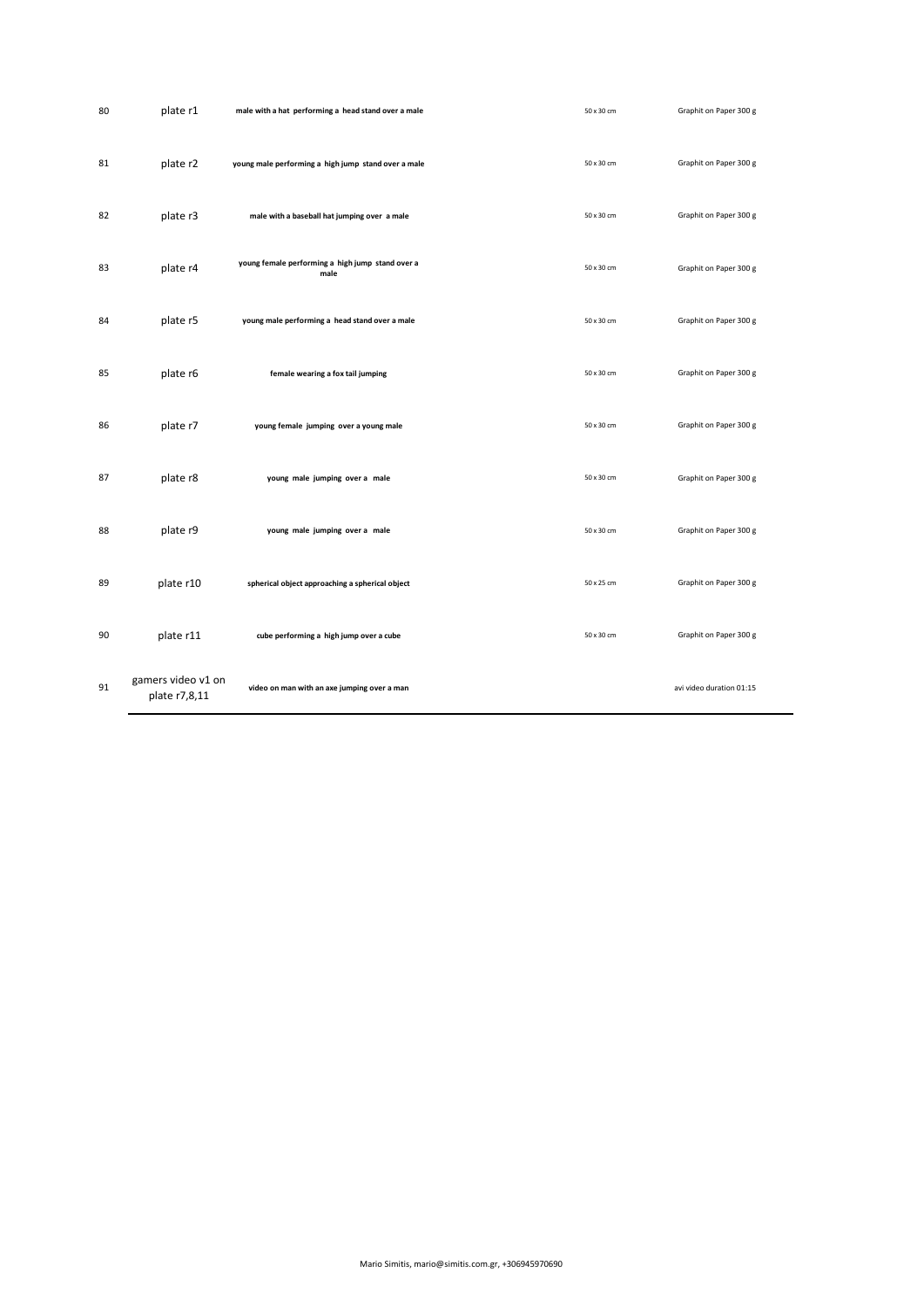| | | | | |
|---|---|---|---|---|
| 80 | plate r1 | **male with a hat performing a head stand over a male** | 50 x 30 cm | Graphit on Paper 300 g |
| 81 | plate r2 | **young male performing a high jump stand over a male** | 50 x 30 cm | Graphit on Paper 300 g |
| 82 | plate r3 | **male with a baseball hat jumping over a male** | 50 x 30 cm | Graphit on Paper 300 g |
| 83 | plate r4 | **young female performing a high jump stand over a male** | 50 x 30 cm | Graphit on Paper 300 g |
| 84 | plate r5 | **young male performing a head stand over a male** | 50 x 30 cm | Graphit on Paper 300 g |
| 85 | plate r6 | **female wearing a fox tail jumping** | 50 x 30 cm | Graphit on Paper 300 g |
| 86 | plate r7 | **young female jumping over a young male** | 50 x 30 cm | Graphit on Paper 300 g |
| 87 | plate r8 | **young male jumping over a male** | 50 x 30 cm | Graphit on Paper 300 g |
| 88 | plate r9 | **young male jumping over a male** | 50 x 30 cm | Graphit on Paper 300 g |
| 89 | plate r10 | **spherical object approaching a spherical object** | 50 x 25 cm | Graphit on Paper 300 g |
| 90 | plate r11 | **cube performing a high jump over a cube** | 50 x 30 cm | Graphit on Paper 300 g |
| 91 | gamers video v1 on plate r7,8,11 | **video on man with an axe jumping over a man** | | avi video duration 01:15 |

Mario Simitis, mario@simitis.com.gr, +306945970690